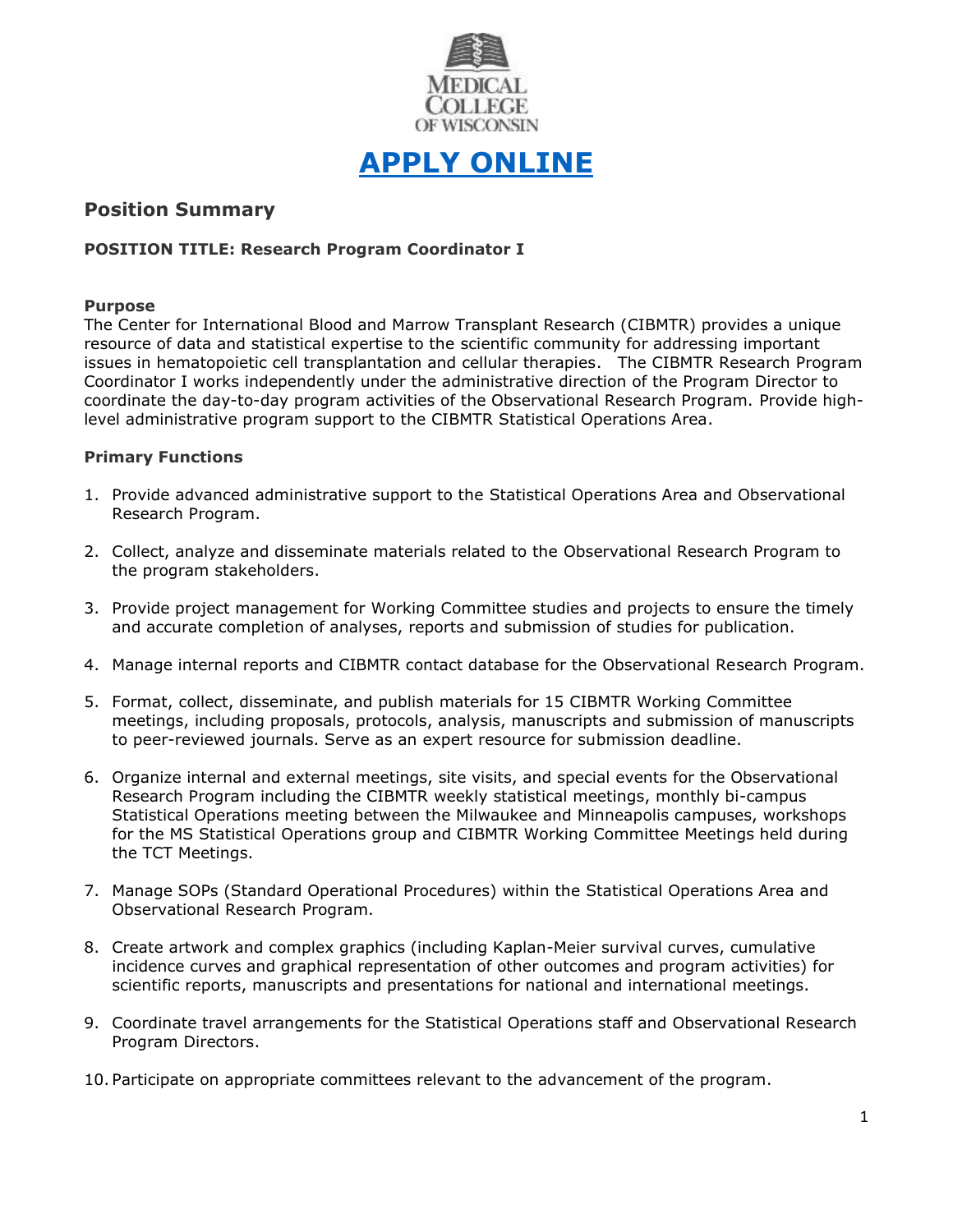MEDICAL COLLEGE OF WISCONSIN

# APPLY ONLINE

## Position Summary

**POSITION TITLE: Research Program Coordinator I**

**Purpose**

The Center for International Blood and Marrow Transplant Research (CIBMTR) provides a unique resource of data and statistical expertise to the scientific community for addressing important issues in hematopoietic cell transplantation and cellular therapies. The CIBMTR Research Program Coordinator I works independently under the administrative direction of the Program Director to coordinate the day-to-day program activities of the Observational Research Program. Provide high-level administrative program support to the CIBMTR Statistical Operations Area.

**Primary Functions**

1. Provide advanced administrative support to the Statistical Operations Area and Observational Research Program.
2. Collect, analyze and disseminate materials related to the Observational Research Program to the program stakeholders.
3. Provide project management for Working Committee studies and projects to ensure the timely and accurate completion of analyses, reports and submission of studies for publication.
4. Manage internal reports and CIBMTR contact database for the Observational Research Program.
5. Format, collect, disseminate, and publish materials for 15 CIBMTR Working Committee meetings, including proposals, protocols, analysis, manuscripts and submission of manuscripts to peer-reviewed journals. Serve as an expert resource for submission deadline.
6. Organize internal and external meetings, site visits, and special events for the Observational Research Program including the CIBMTR weekly statistical meetings, monthly bi-campus Statistical Operations meeting between the Milwaukee and Minneapolis campuses, workshops for the MS Statistical Operations group and CIBMTR Working Committee Meetings held during the TCT Meetings.
7. Manage SOPs (Standard Operational Procedures) within the Statistical Operations Area and Observational Research Program.
8. Create artwork and complex graphics (including Kaplan-Meier survival curves, cumulative incidence curves and graphical representation of other outcomes and program activities) for scientific reports, manuscripts and presentations for national and international meetings.
9. Coordinate travel arrangements for the Statistical Operations staff and Observational Research Program Directors.
10. Participate on appropriate committees relevant to the advancement of the program.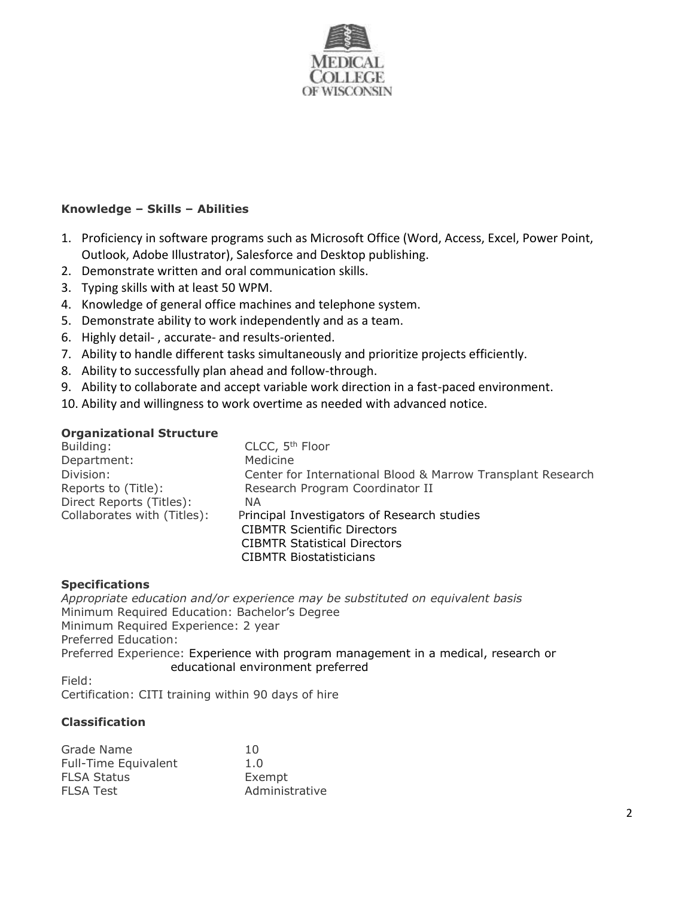**Knowledge – Skills – Abilities**

1. Proficiency in software programs such as Microsoft Office (Word, Access, Excel, Power Point, Outlook, Adobe Illustrator), Salesforce and Desktop publishing.
2. Demonstrate written and oral communication skills.
3. Typing skills with at least 50 WPM.
4. Knowledge of general office machines and telephone system.
5. Demonstrate ability to work independently and as a team.
6. Highly detail- , accurate- and results-oriented.
7. Ability to handle different tasks simultaneously and prioritize projects efficiently.
8. Ability to successfully plan ahead and follow-through.
9. Ability to collaborate and accept variable work direction in a fast-paced environment.
10. Ability and willingness to work overtime as needed with advanced notice.

**Organizational Structure**

| | |
|---|---|
| Building: | CLCC, 5th Floor |
| Department: | Medicine |
| Division: | Center for International Blood & Marrow Transplant Research |
| Reports to (Title): | Research Program Coordinator II |
| Direct Reports (Titles): | NA |
| Collaborates with (Titles): | Principal Investigators of Research studies<br>CIBMTR Scientific Directors<br>CIBMTR Statistical Directors<br>CIBMTR Biostatisticians |

**Specifications**

*Appropriate education and/or experience may be substituted on equivalent basis*
Minimum Required Education: Bachelor's Degree
Minimum Required Experience: 2 year
Preferred Education:
Preferred Experience: Experience with program management in a medical, research or educational environment preferred
Field:
Certification: CITI training within 90 days of hire

**Classification**

| | |
|---|---|
| Grade Name | 10 |
| Full-Time Equivalent | 1.0 |
| FLSA Status | Exempt |
| FLSA Test | Administrative |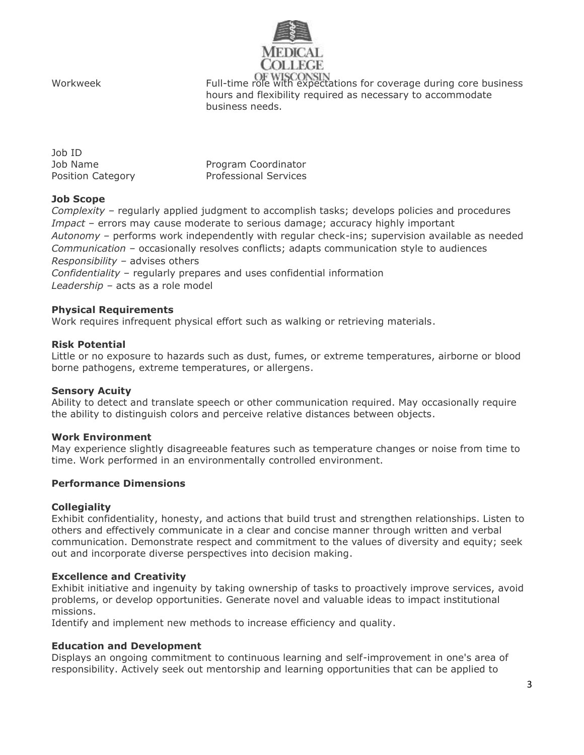| | |
|---|---|
| Workweek | Full-time role with expectations for coverage during core business hours and flexibility required as necessary to accommodate business needs. |

| | |
|---|---|
| Job ID | |
| Job Name | Program Coordinator |
| Position Category | Professional Services |

**Job Scope**

*Complexity* – regularly applied judgment to accomplish tasks; develops policies and procedures
*Impact* – errors may cause moderate to serious damage; accuracy highly important
*Autonomy* – performs work independently with regular check-ins; supervision available as needed
*Communication* – occasionally resolves conflicts; adapts communication style to audiences
*Responsibility* – advises others
*Confidentiality* – regularly prepares and uses confidential information
*Leadership* – acts as a role model

**Physical Requirements**

Work requires infrequent physical effort such as walking or retrieving materials.

**Risk Potential**

Little or no exposure to hazards such as dust, fumes, or extreme temperatures, airborne or blood borne pathogens, extreme temperatures, or allergens.

**Sensory Acuity**

Ability to detect and translate speech or other communication required. May occasionally require the ability to distinguish colors and perceive relative distances between objects.

**Work Environment**

May experience slightly disagreeable features such as temperature changes or noise from time to time. Work performed in an environmentally controlled environment.

**Performance Dimensions**

**Collegiality**

Exhibit confidentiality, honesty, and actions that build trust and strengthen relationships. Listen to others and effectively communicate in a clear and concise manner through written and verbal communication. Demonstrate respect and commitment to the values of diversity and equity; seek out and incorporate diverse perspectives into decision making.

**Excellence and Creativity**

Exhibit initiative and ingenuity by taking ownership of tasks to proactively improve services, avoid problems, or develop opportunities. Generate novel and valuable ideas to impact institutional missions.
Identify and implement new methods to increase efficiency and quality.

**Education and Development**

Displays an ongoing commitment to continuous learning and self-improvement in one's area of responsibility. Actively seek out mentorship and learning opportunities that can be applied to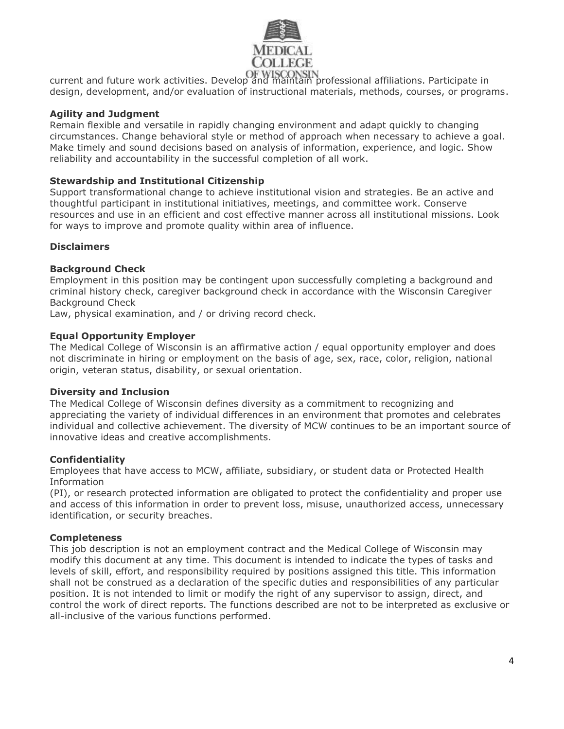current and future work activities. Develop and maintain professional affiliations. Participate in design, development, and/or evaluation of instructional materials, methods, courses, or programs.

**Agility and Judgment**
Remain flexible and versatile in rapidly changing environment and adapt quickly to changing circumstances. Change behavioral style or method of approach when necessary to achieve a goal. Make timely and sound decisions based on analysis of information, experience, and logic. Show reliability and accountability in the successful completion of all work.

**Stewardship and Institutional Citizenship**
Support transformational change to achieve institutional vision and strategies. Be an active and thoughtful participant in institutional initiatives, meetings, and committee work. Conserve resources and use in an efficient and cost effective manner across all institutional missions. Look for ways to improve and promote quality within area of influence.

**Disclaimers**

**Background Check**
Employment in this position may be contingent upon successfully completing a background and criminal history check, caregiver background check in accordance with the Wisconsin Caregiver Background Check
Law, physical examination, and / or driving record check.

**Equal Opportunity Employer**
The Medical College of Wisconsin is an affirmative action / equal opportunity employer and does not discriminate in hiring or employment on the basis of age, sex, race, color, religion, national origin, veteran status, disability, or sexual orientation.

**Diversity and Inclusion**
The Medical College of Wisconsin defines diversity as a commitment to recognizing and appreciating the variety of individual differences in an environment that promotes and celebrates individual and collective achievement. The diversity of MCW continues to be an important source of innovative ideas and creative accomplishments.

**Confidentiality**
Employees that have access to MCW, affiliate, subsidiary, or student data or Protected Health Information
(PI), or research protected information are obligated to protect the confidentiality and proper use and access of this information in order to prevent loss, misuse, unauthorized access, unnecessary identification, or security breaches.

**Completeness**
This job description is not an employment contract and the Medical College of Wisconsin may modify this document at any time. This document is intended to indicate the types of tasks and levels of skill, effort, and responsibility required by positions assigned this title. This information shall not be construed as a declaration of the specific duties and responsibilities of any particular position. It is not intended to limit or modify the right of any supervisor to assign, direct, and control the work of direct reports. The functions described are not to be interpreted as exclusive or all-inclusive of the various functions performed.